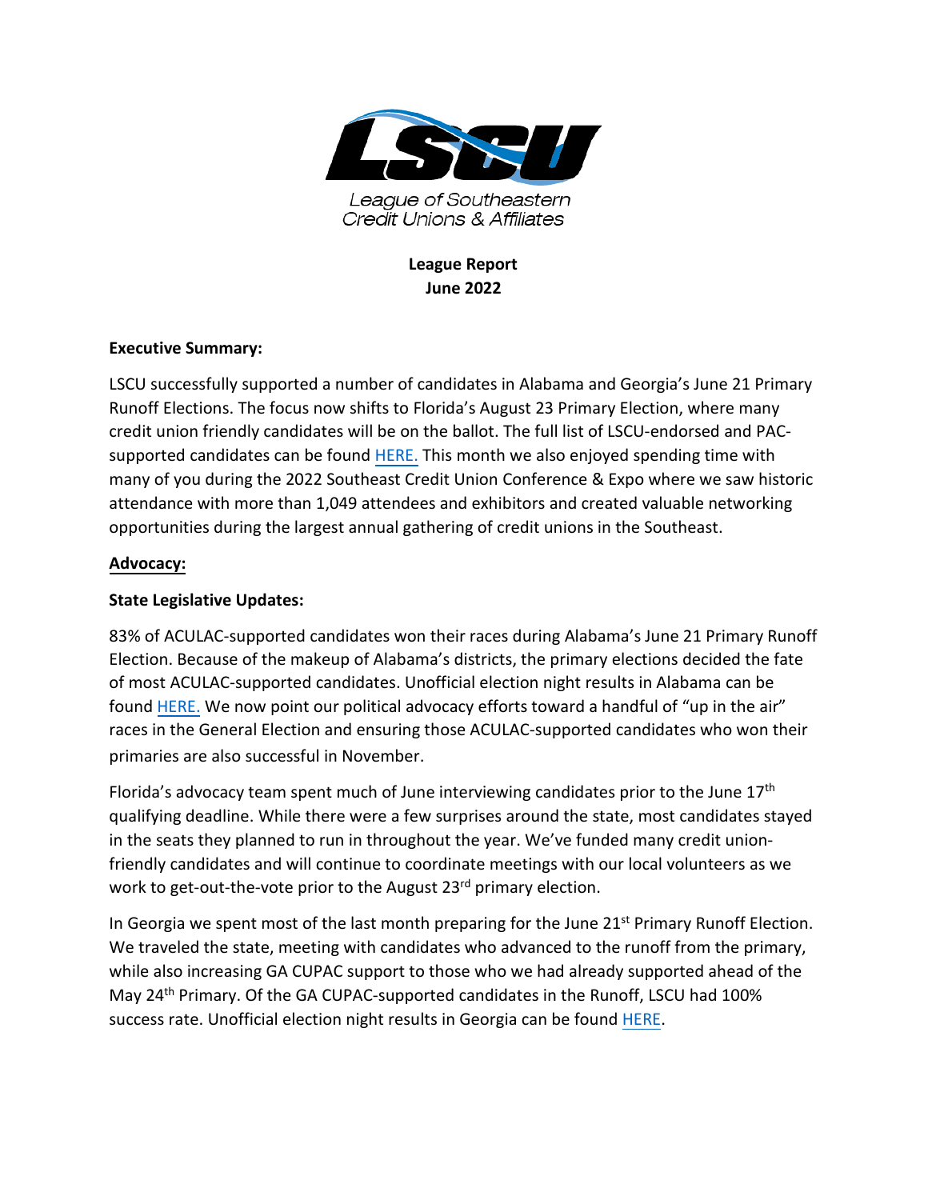League of Southeastern Credit Unions & Affiliates

**League Report**
**June 2022**

**Executive Summary:**

LSCU successfully supported a number of candidates in Alabama and Georgia's June 21 Primary Runoff Elections. The focus now shifts to Florida's August 23 Primary Election, where many credit union friendly candidates will be on the ballot. The full list of LSCU-endorsed and PAC-supported candidates can be found HERE. This month we also enjoyed spending time with many of you during the 2022 Southeast Credit Union Conference & Expo where we saw historic attendance with more than 1,049 attendees and exhibitors and created valuable networking opportunities during the largest annual gathering of credit unions in the Southeast.

## Advocacy:

**State Legislative Updates:**

83% of ACULAC-supported candidates won their races during Alabama's June 21 Primary Runoff Election. Because of the makeup of Alabama's districts, the primary elections decided the fate of most ACULAC-supported candidates. Unofficial election night results in Alabama can be found HERE. We now point our political advocacy efforts toward a handful of "up in the air" races in the General Election and ensuring those ACULAC-supported candidates who won their primaries are also successful in November.

Florida's advocacy team spent much of June interviewing candidates prior to the June 17th qualifying deadline. While there were a few surprises around the state, most candidates stayed in the seats they planned to run in throughout the year. We've funded many credit union-friendly candidates and will continue to coordinate meetings with our local volunteers as we work to get-out-the-vote prior to the August 23rd primary election.

In Georgia we spent most of the last month preparing for the June 21st Primary Runoff Election. We traveled the state, meeting with candidates who advanced to the runoff from the primary, while also increasing GA CUPAC support to those who we had already supported ahead of the May 24th Primary. Of the GA CUPAC-supported candidates in the Runoff, LSCU had 100% success rate. Unofficial election night results in Georgia can be found HERE.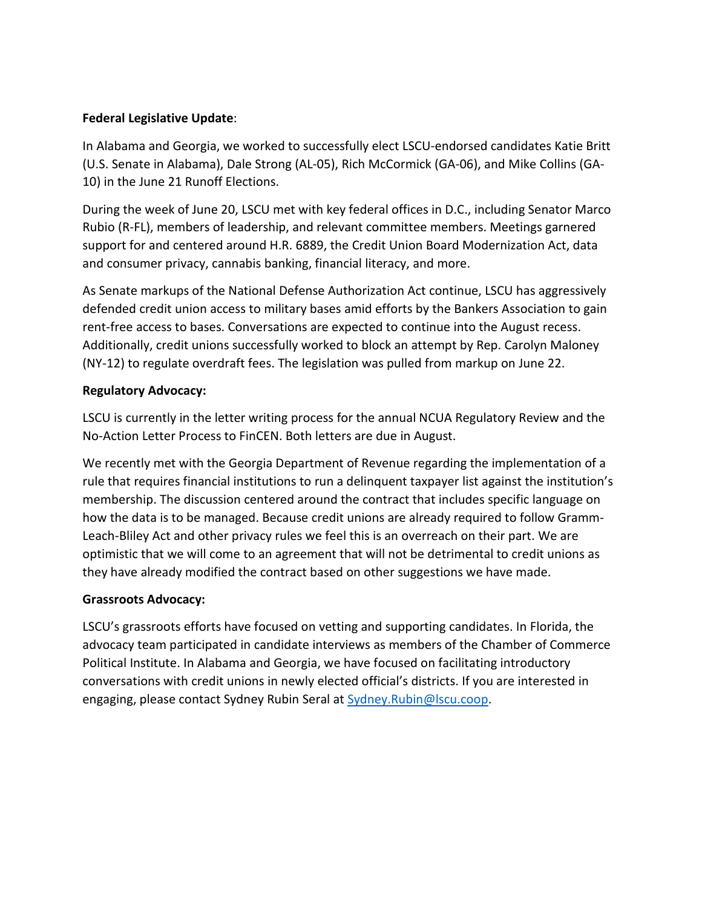**Federal Legislative Update**:

In Alabama and Georgia, we worked to successfully elect LSCU-endorsed candidates Katie Britt (U.S. Senate in Alabama), Dale Strong (AL-05), Rich McCormick (GA-06), and Mike Collins (GA-10) in the June 21 Runoff Elections.

During the week of June 20, LSCU met with key federal offices in D.C., including Senator Marco Rubio (R-FL), members of leadership, and relevant committee members. Meetings garnered support for and centered around H.R. 6889, the Credit Union Board Modernization Act, data and consumer privacy, cannabis banking, financial literacy, and more.

As Senate markups of the National Defense Authorization Act continue, LSCU has aggressively defended credit union access to military bases amid efforts by the Bankers Association to gain rent-free access to bases. Conversations are expected to continue into the August recess. Additionally, credit unions successfully worked to block an attempt by Rep. Carolyn Maloney (NY-12) to regulate overdraft fees. The legislation was pulled from markup on June 22.

**Regulatory Advocacy:**

LSCU is currently in the letter writing process for the annual NCUA Regulatory Review and the No-Action Letter Process to FinCEN. Both letters are due in August.

We recently met with the Georgia Department of Revenue regarding the implementation of a rule that requires financial institutions to run a delinquent taxpayer list against the institution's membership. The discussion centered around the contract that includes specific language on how the data is to be managed. Because credit unions are already required to follow Gramm-Leach-Bliley Act and other privacy rules we feel this is an overreach on their part. We are optimistic that we will come to an agreement that will not be detrimental to credit unions as they have already modified the contract based on other suggestions we have made.

**Grassroots Advocacy:**

LSCU's grassroots efforts have focused on vetting and supporting candidates. In Florida, the advocacy team participated in candidate interviews as members of the Chamber of Commerce Political Institute. In Alabama and Georgia, we have focused on facilitating introductory conversations with credit unions in newly elected official's districts. If you are interested in engaging, please contact Sydney Rubin Seral at [Sydney.Rubin@lscu.coop](mailto:Sydney.Rubin@lscu.coop).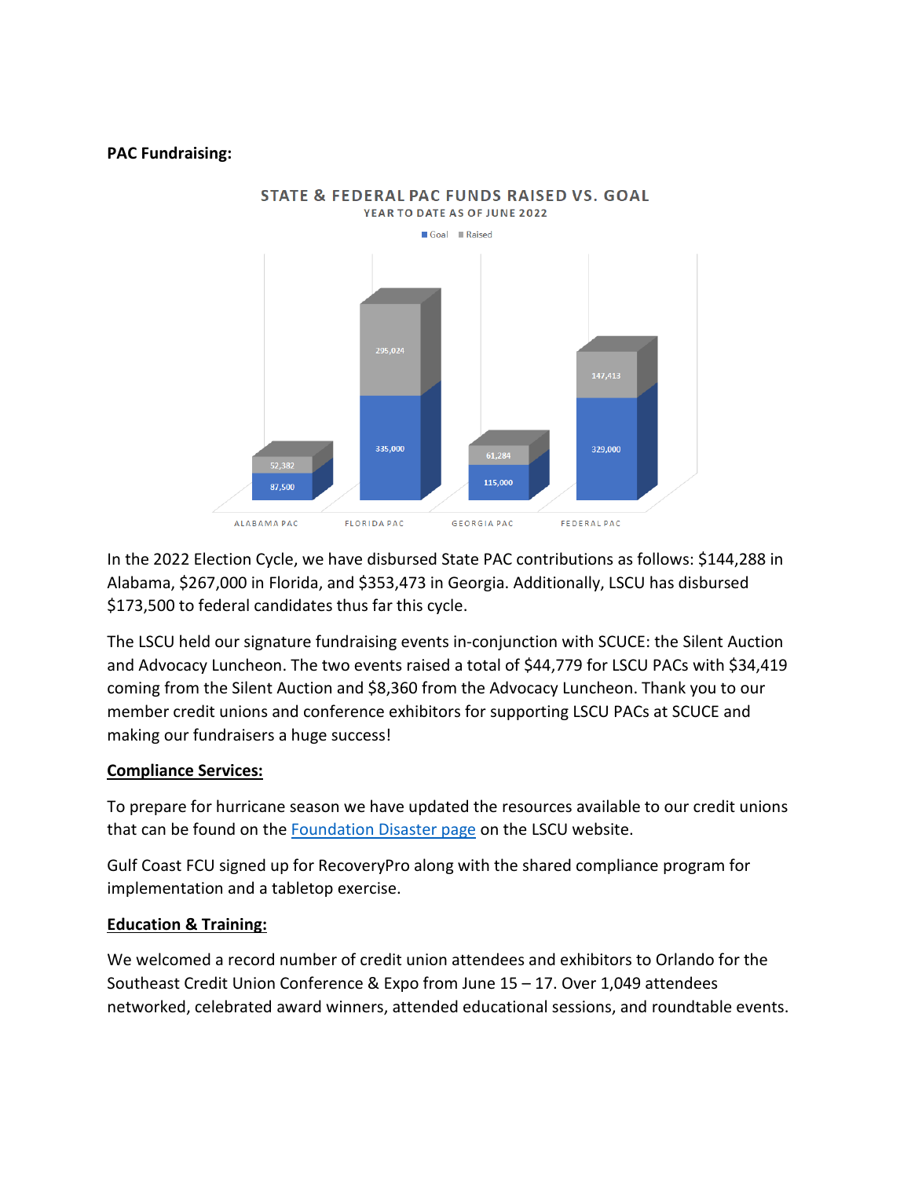**PAC Fundraising:**

**STATE & FEDERAL PAC FUNDS RAISED VS. GOAL**
YEAR TO DATE AS OF JUNE 2022

| | Goal | Raised |
|---|---|---|
| ALABAMA PAC | 87,500 | 52,382 |
| FLORIDA PAC | 335,000 | 295,024 |
| GEORGIA PAC | 115,000 | 61,284 |
| FEDERAL PAC | 329,000 | 147,413 |

In the 2022 Election Cycle, we have disbursed State PAC contributions as follows: $144,288 in Alabama, $267,000 in Florida, and $353,473 in Georgia. Additionally, LSCU has disbursed $173,500 to federal candidates thus far this cycle.

The LSCU held our signature fundraising events in-conjunction with SCUCE: the Silent Auction and Advocacy Luncheon. The two events raised a total of $44,779 for LSCU PACs with $34,419 coming from the Silent Auction and $8,360 from the Advocacy Luncheon. Thank you to our member credit unions and conference exhibitors for supporting LSCU PACs at SCUCE and making our fundraisers a huge success!

**Compliance Services:**

To prepare for hurricane season we have updated the resources available to our credit unions that can be found on the Foundation Disaster page on the LSCU website.

Gulf Coast FCU signed up for RecoveryPro along with the shared compliance program for implementation and a tabletop exercise.

**Education & Training:**

We welcomed a record number of credit union attendees and exhibitors to Orlando for the Southeast Credit Union Conference & Expo from June 15 – 17. Over 1,049 attendees networked, celebrated award winners, attended educational sessions, and roundtable events.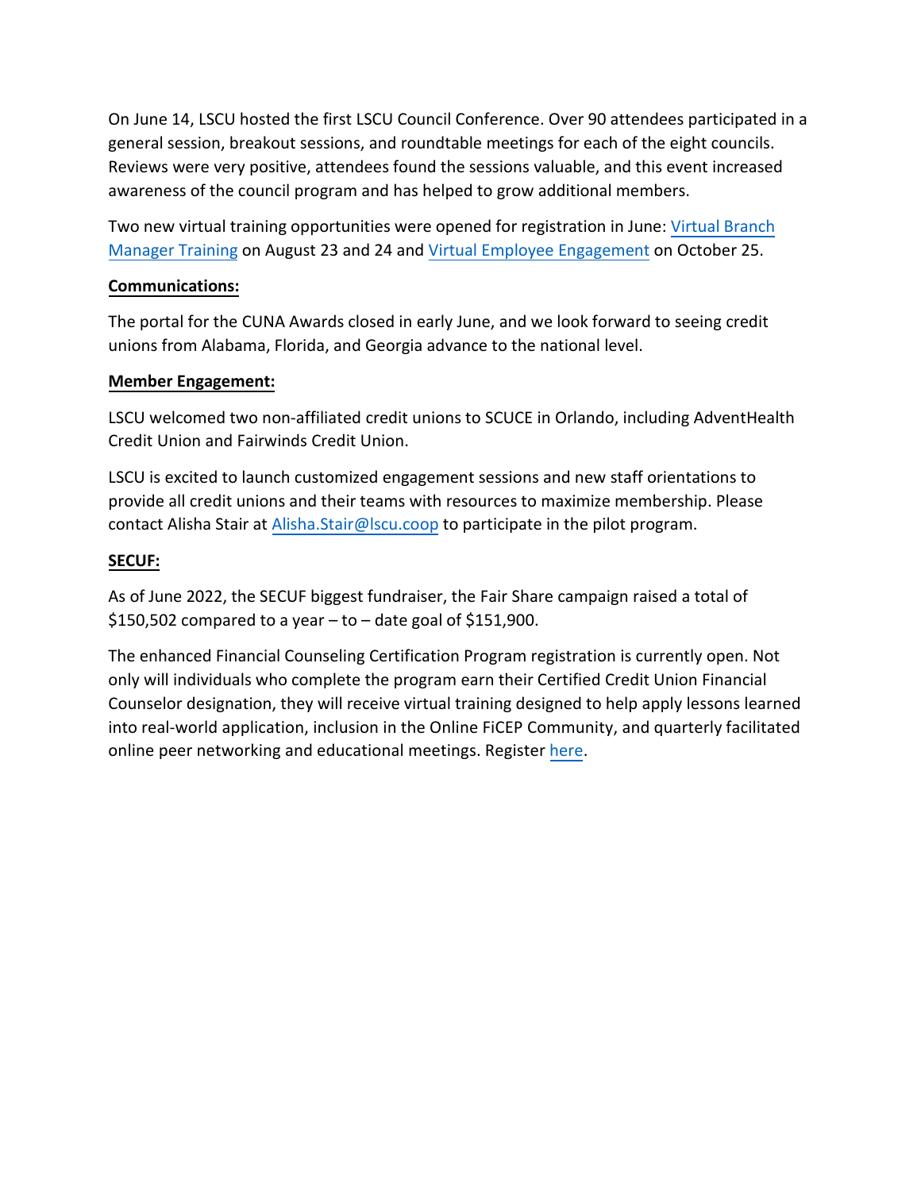On June 14, LSCU hosted the first LSCU Council Conference. Over 90 attendees participated in a general session, breakout sessions, and roundtable meetings for each of the eight councils. Reviews were very positive, attendees found the sessions valuable, and this event increased awareness of the council program and has helped to grow additional members.

Two new virtual training opportunities were opened for registration in June: Virtual Branch Manager Training on August 23 and 24 and Virtual Employee Engagement on October 25.

**Communications:**

The portal for the CUNA Awards closed in early June, and we look forward to seeing credit unions from Alabama, Florida, and Georgia advance to the national level.

**Member Engagement:**

LSCU welcomed two non-affiliated credit unions to SCUCE in Orlando, including AdventHealth Credit Union and Fairwinds Credit Union.

LSCU is excited to launch customized engagement sessions and new staff orientations to provide all credit unions and their teams with resources to maximize membership. Please contact Alisha Stair at Alisha.Stair@lscu.coop to participate in the pilot program.

**SECUF:**

As of June 2022, the SECUF biggest fundraiser, the Fair Share campaign raised a total of $150,502 compared to a year – to – date goal of $151,900.

The enhanced Financial Counseling Certification Program registration is currently open. Not only will individuals who complete the program earn their Certified Credit Union Financial Counselor designation, they will receive virtual training designed to help apply lessons learned into real-world application, inclusion in the Online FiCEP Community, and quarterly facilitated online peer networking and educational meetings. Register here.